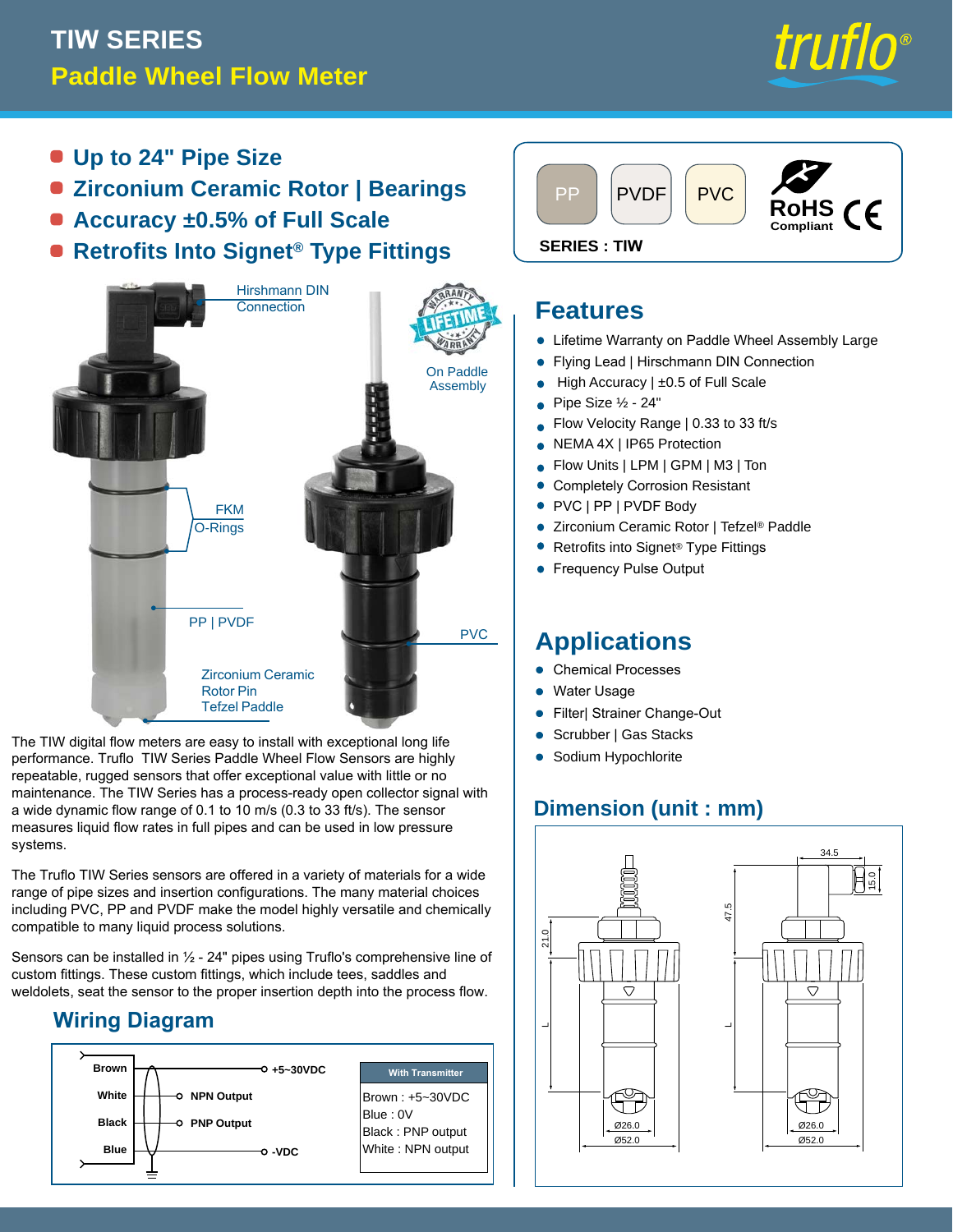# TIW SERIES

## Paddle Wheel Flow Meter

truflo®

- **Up to 24" Pipe Size**
- **Zirconium Ceramic Rotor | Bearings**
- **Accuracy ±0.5% of Full Scale**
- **Retrofits Into Signet® Type Fittings**

PP | PVDF | PVC | RoHS Compliant | CE

**SERIES : TIW**

Hirshmann DIN Connection

LIFETIME WARRANTY On Paddle Assembly

FKM O-Rings

PP | PVDF

PVC

Zirconium Ceramic Rotor Pin Tefzel Paddle

The TIW digital flow meters are easy to install with exceptional long life performance. Truflo TIW Series Paddle Wheel Flow Sensors are highly repeatable, rugged sensors that offer exceptional value with little or no maintenance. The TIW Series has a process-ready open collector signal with a wide dynamic flow range of 0.1 to 10 m/s (0.3 to 33 ft/s). The sensor measures liquid flow rates in full pipes and can be used in low pressure systems.

The Truflo TIW Series sensors are offered in a variety of materials for a wide range of pipe sizes and insertion configurations. The many material choices including PVC, PP and PVDF make the model highly versatile and chemically compatible to many liquid process solutions.

Sensors can be installed in ½ - 24" pipes using Truflo's comprehensive line of custom fittings. These custom fittings, which include tees, saddles and weldolets, seat the sensor to the proper insertion depth into the process flow.

## Wiring Diagram

| Wire | Connection |
|---|---|
| Brown | +5~30VDC |
| White | NPN Output |
| Black | PNP Output |
| Blue | -VDC |

| With Transmitter |
|---|
| Brown : +5~30VDC |
| Blue : 0V |
| Black : PNP output |
| White : NPN output |

## Features

- Lifetime Warranty on Paddle Wheel Assembly Large
- Flying Lead | Hirschmann DIN Connection
- High Accuracy | ±0.5 of Full Scale
- Pipe Size ½ - 24"
- Flow Velocity Range | 0.33 to 33 ft/s
- NEMA 4X | IP65 Protection
- Flow Units | LPM | GPM | M3 | Ton
- Completely Corrosion Resistant
- PVC | PP | PVDF Body
- Zirconium Ceramic Rotor | Tefzel® Paddle
- Retrofits into Signet® Type Fittings
- Frequency Pulse Output

## Applications

- Chemical Processes
- Water Usage
- Filter| Strainer Change-Out
- Scrubber | Gas Stacks
- Sodium Hypochlorite

## Dimension (unit : mm)

Dimensions shown: 21.0, L, Ø26.0, Ø52.0 (flying lead version); 34.5, 15.0, 47.5, L, Ø26.0, Ø52.0 (DIN connection version)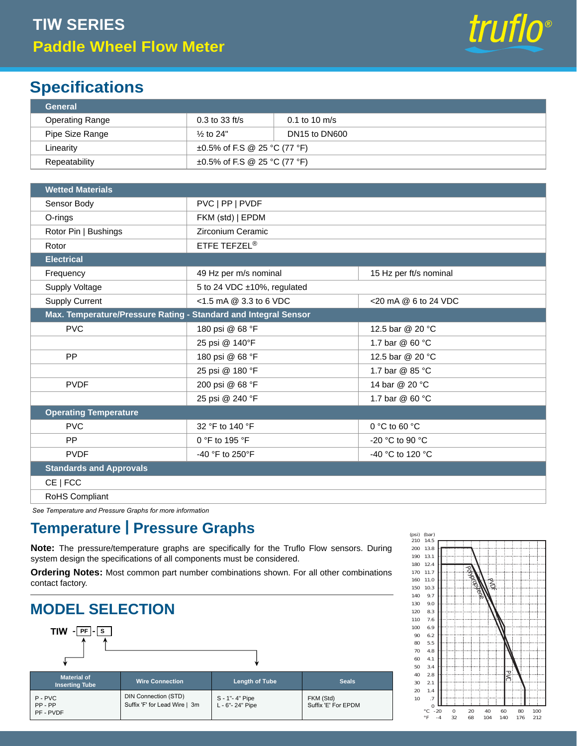# TIW SERIES
## Paddle Wheel Flow Meter

## Specifications

| General | | |
|---|---|---|
| Operating Range | 0.3 to 33 ft/s | 0.1 to 10 m/s |
| Pipe Size Range | ½ to 24" | DN15 to DN600 |
| Linearity | ±0.5% of F.S @ 25 °C (77 °F) | |
| Repeatability | ±0.5% of F.S @ 25 °C (77 °F) | |

| Wetted Materials | | |
|---|---|---|
| Sensor Body | PVC \| PP \| PVDF | |
| O-rings | FKM (std) \| EPDM | |
| Rotor Pin \| Bushings | Zirconium Ceramic | |
| Rotor | ETFE TEFZEL® | |
| **Electrical** | | |
| Frequency | 49 Hz per m/s nominal | 15 Hz per ft/s nominal |
| Supply Voltage | 5 to 24 VDC ±10%, regulated | |
| Supply Current | <1.5 mA @ 3.3 to 6 VDC | <20 mA @ 6 to 24 VDC |
| **Max. Temperature/Pressure Rating - Standard and Integral Sensor** | | |
| PVC | 180 psi @ 68 °F | 12.5 bar @ 20 °C |
| | 25 psi @ 140°F | 1.7 bar @ 60 °C |
| PP | 180 psi @ 68 °F | 12.5 bar @ 20 °C |
| | 25 psi @ 180 °F | 1.7 bar @ 85 °C |
| PVDF | 200 psi @ 68 °F | 14 bar @ 20 °C |
| | 25 psi @ 240 °F | 1.7 bar @ 60 °C |
| **Operating Temperature** | | |
| PVC | 32 °F to 140 °F | 0 °C to 60 °C |
| PP | 0 °F to 195 °F | -20 °C to 90 °C |
| PVDF | -40 °F to 250°F | -40 °C to 120 °C |
| **Standards and Approvals** | | |
| CE \| FCC | | |
| RoHS Compliant | | |

*See Temperature and Pressure Graphs for more information*

## Temperature | Pressure Graphs

**Note:** The pressure/temperature graphs are specifically for the Truflo Flow sensors. During system design the specifications of all components must be considered.

**Ordering Notes:** Most common part number combinations shown. For all other combinations contact factory.

(psi) (bar)
210 14.5
200 13.8
190 13.1
180 12.4
170 11.7
160 11.0
150 10.3
140 9.7
130 9.0
120 8.3
110 7.6
100 6.9
90 6.2
80 5.5
70 4.8
60 4.1
50 3.4
40 2.8
30 2.1
20 1.4
10 .7
0
°C -20 0 20 40 60 80 100
°F -4 32 68 104 140 176 212
Polypropylene
PVDF
PVC

## MODEL SELECTION

TIW - PF - S

| Material of Inserting Tube | Wire Connection | Length of Tube | Seals |
|---|---|---|---|
| P - PVC<br>PP - PP<br>PF - PVDF | DIN Connection (STD)<br>Suffix 'F' for Lead Wire \| 3m | S - 1"- 4" Pipe<br>L - 6"- 24" Pipe | FKM (Std)<br>Suffix 'E' For EPDM |